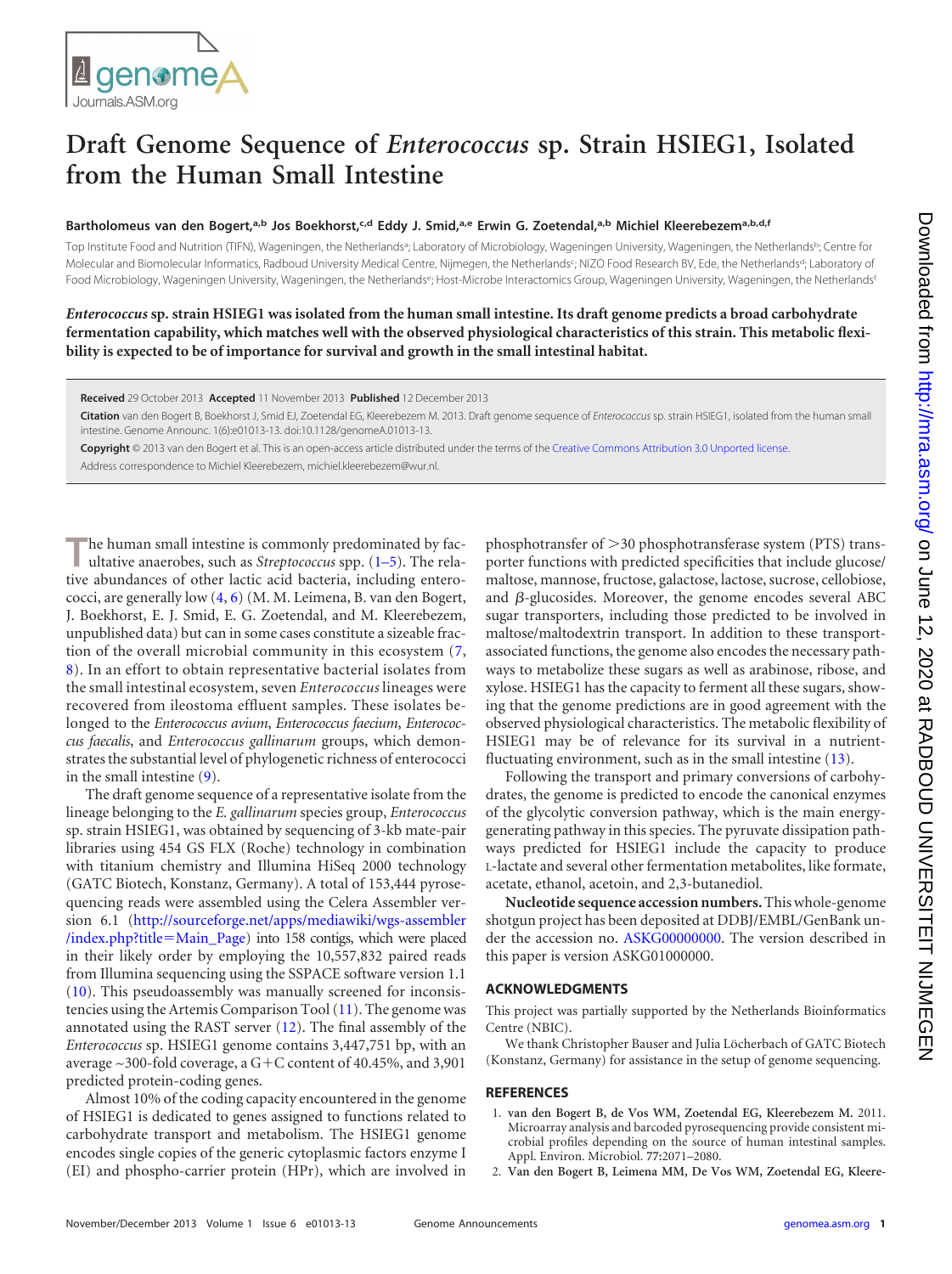# Draft Genome Sequence of *Enterococcus* sp. Strain HSIEG1, Isolated from the Human Small Intestine

**Bartholomeus van den Bogert,[a,b] Jos Boekhorst,[c,d] Eddy J. Smid,[a,e] Erwin G. Zoetendal,[a,b] Michiel Kleerebezem[a,b,d,f]**

Top Institute Food and Nutrition (TIFN), Wageningen, the Netherlands[a]; Laboratory of Microbiology, Wageningen University, Wageningen, the Netherlands[b]; Centre for Molecular and Biomolecular Informatics, Radboud University Medical Centre, Nijmegen, the Netherlands[c]; NIZO Food Research BV, Ede, the Netherlands[d]; Laboratory of Food Microbiology, Wageningen University, Wageningen, the Netherlands[e]; Host-Microbe Interactomics Group, Wageningen University, Wageningen, the Netherlands[f]

***Enterococcus* sp. strain HSIEG1 was isolated from the human small intestine. Its draft genome predicts a broad carbohydrate fermentation capability, which matches well with the observed physiological characteristics of this strain. This metabolic flexibility is expected to be of importance for survival and growth in the small intestinal habitat.**

**Received** 29 October 2013 **Accepted** 11 November 2013 **Published** 12 December 2013

**Citation** van den Bogert B, Boekhorst J, Smid EJ, Zoetendal EG, Kleerebezem M. 2013. Draft genome sequence of *Enterococcus* sp. strain HSIEG1, isolated from the human small intestine. Genome Announc. 1(6):e01013-13. doi:10.1128/genomeA.01013-13.

**Copyright** © 2013 van den Bogert et al. This is an open-access article distributed under the terms of the Creative Commons Attribution 3.0 Unported license.

Address correspondence to Michiel Kleerebezem, michiel.kleerebezem@wur.nl.

The human small intestine is commonly predominated by facultative anaerobes, such as *Streptococcus* spp. (1–5). The relative abundances of other lactic acid bacteria, including enterococci, are generally low (4, 6) (M. M. Leimena, B. van den Bogert, J. Boekhorst, E. J. Smid, E. G. Zoetendal, and M. Kleerebezem, unpublished data) but can in some cases constitute a sizeable fraction of the overall microbial community in this ecosystem (7, 8). In an effort to obtain representative bacterial isolates from the small intestinal ecosystem, seven *Enterococcus* lineages were recovered from ileostoma effluent samples. These isolates belonged to the *Enterococcus avium*, *Enterococcus faecium*, *Enterococcus faecalis*, and *Enterococcus gallinarum* groups, which demonstrates the substantial level of phylogenetic richness of enterococci in the small intestine (9).

The draft genome sequence of a representative isolate from the lineage belonging to the *E. gallinarum* species group, *Enterococcus* sp. strain HSIEG1, was obtained by sequencing of 3-kb mate-pair libraries using 454 GS FLX (Roche) technology in combination with titanium chemistry and Illumina HiSeq 2000 technology (GATC Biotech, Konstanz, Germany). A total of 153,444 pyrosequencing reads were assembled using the Celera Assembler version 6.1 (http://sourceforge.net/apps/mediawiki/wgs-assembler/index.php?title=Main_Page) into 158 contigs, which were placed in their likely order by employing the 10,557,832 paired reads from Illumina sequencing using the SSPACE software version 1.1 (10). This pseudoassembly was manually screened for inconsistencies using the Artemis Comparison Tool (11). The genome was annotated using the RAST server (12). The final assembly of the *Enterococcus* sp. HSIEG1 genome contains 3,447,751 bp, with an average ~300-fold coverage, a G+C content of 40.45%, and 3,901 predicted protein-coding genes.

Almost 10% of the coding capacity encountered in the genome of HSIEG1 is dedicated to genes assigned to functions related to carbohydrate transport and metabolism. The HSIEG1 genome encodes single copies of the generic cytoplasmic factors enzyme I (EI) and phospho-carrier protein (HPr), which are involved in phosphotransfer of >30 phosphotransferase system (PTS) transporter functions with predicted specificities that include glucose/maltose, mannose, fructose, galactose, lactose, sucrose, cellobiose, and β-glucosides. Moreover, the genome encodes several ABC sugar transporters, including those predicted to be involved in maltose/maltodextrin transport. In addition to these transport-associated functions, the genome also encodes the necessary pathways to metabolize these sugars as well as arabinose, ribose, and xylose. HSIEG1 has the capacity to ferment all these sugars, showing that the genome predictions are in good agreement with the observed physiological characteristics. The metabolic flexibility of HSIEG1 may be of relevance for its survival in a nutrient-fluctuating environment, such as in the small intestine (13).

Following the transport and primary conversions of carbohydrates, the genome is predicted to encode the canonical enzymes of the glycolytic conversion pathway, which is the main energy-generating pathway in this species. The pyruvate dissipation pathways predicted for HSIEG1 include the capacity to produce L-lactate and several other fermentation metabolites, like formate, acetate, ethanol, acetoin, and 2,3-butanediol.

**Nucleotide sequence accession numbers.** This whole-genome shotgun project has been deposited at DDBJ/EMBL/GenBank under the accession no. ASKG00000000. The version described in this paper is version ASKG01000000.

## ACKNOWLEDGMENTS

This project was partially supported by the Netherlands Bioinformatics Centre (NBIC).

We thank Christopher Bauser and Julia Löcherbach of GATC Biotech (Konstanz, Germany) for assistance in the setup of genome sequencing.

## REFERENCES

1. **van den Bogert B, de Vos WM, Zoetendal EG, Kleerebezem M.** 2011. Microarray analysis and barcoded pyrosequencing provide consistent microbial profiles depending on the source of human intestinal samples. Appl. Environ. Microbiol. 77:2071–2080.
2. **Van den Bogert B, Leimena MM, De Vos WM, Zoetendal EG, Kleere-**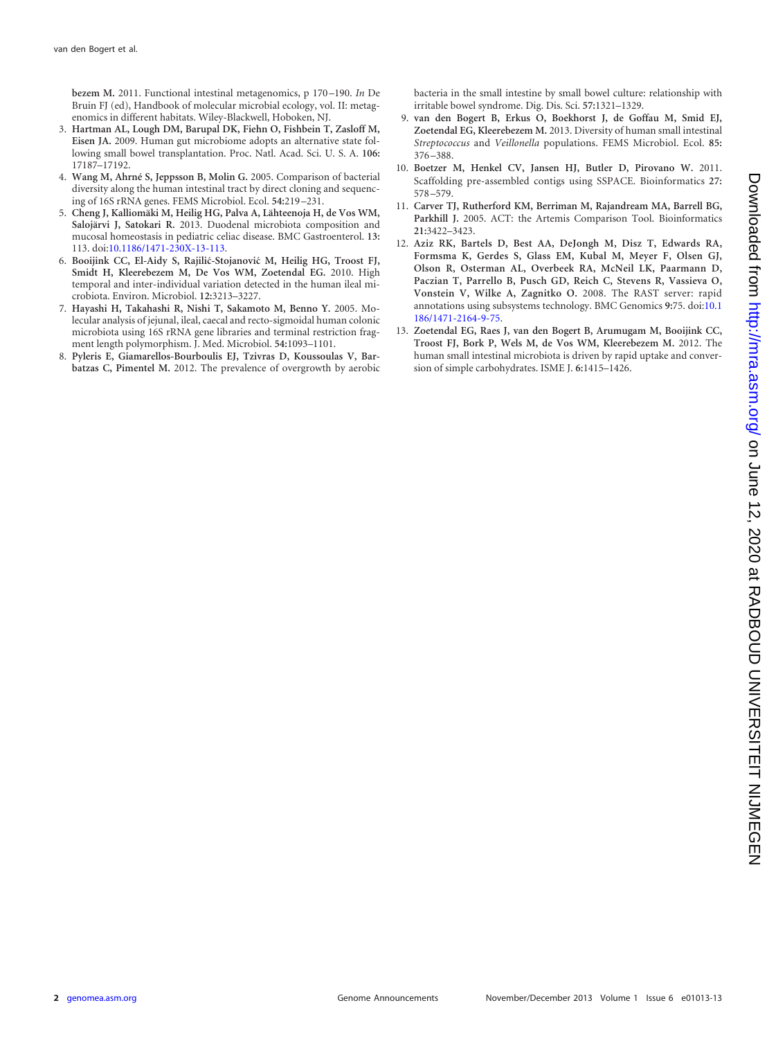bezem M. 2011. Functional intestinal metagenomics, p 170–190. *In* De Bruin FJ (ed), Handbook of molecular microbial ecology, vol. II: metagenomics in different habitats. Wiley-Blackwell, Hoboken, NJ.

3. **Hartman AL, Lough DM, Barupal DK, Fiehn O, Fishbein T, Zasloff M, Eisen JA.** 2009. Human gut microbiome adopts an alternative state following small bowel transplantation. Proc. Natl. Acad. Sci. U. S. A. **106:**17187–17192.
4. **Wang M, Ahrné S, Jeppsson B, Molin G.** 2005. Comparison of bacterial diversity along the human intestinal tract by direct cloning and sequencing of 16S rRNA genes. FEMS Microbiol. Ecol. **54:**219–231.
5. **Cheng J, Kalliomäki M, Heilig HG, Palva A, Lähteenoja H, de Vos WM, Salojärvi J, Satokari R.** 2013. Duodenal microbiota composition and mucosal homeostasis in pediatric celiac disease. BMC Gastroenterol. **13:**113. doi:10.1186/1471-230X-13-113.
6. **Booijink CC, El-Aidy S, Rajilić-Stojanović M, Heilig HG, Troost FJ, Smidt H, Kleerebezem M, De Vos WM, Zoetendal EG.** 2010. High temporal and inter-individual variation detected in the human ileal microbiota. Environ. Microbiol. **12:**3213–3227.
7. **Hayashi H, Takahashi R, Nishi T, Sakamoto M, Benno Y.** 2005. Molecular analysis of jejunal, ileal, caecal and recto-sigmoidal human colonic microbiota using 16S rRNA gene libraries and terminal restriction fragment length polymorphism. J. Med. Microbiol. **54:**1093–1101.
8. **Pyleris E, Giamarellos-Bourboulis EJ, Tzivras D, Koussoulas V, Barbatzas C, Pimentel M.** 2012. The prevalence of overgrowth by aerobic bacteria in the small intestine by small bowel culture: relationship with irritable bowel syndrome. Dig. Dis. Sci. **57:**1321–1329.
9. **van den Bogert B, Erkus O, Boekhorst J, de Goffau M, Smid EJ, Zoetendal EG, Kleerebezem M.** 2013. Diversity of human small intestinal *Streptococcus* and *Veillonella* populations. FEMS Microbiol. Ecol. **85:**376–388.
10. **Boetzer M, Henkel CV, Jansen HJ, Butler D, Pirovano W.** 2011. Scaffolding pre-assembled contigs using SSPACE. Bioinformatics **27:**578–579.
11. **Carver TJ, Rutherford KM, Berriman M, Rajandream MA, Barrell BG, Parkhill J.** 2005. ACT: the Artemis Comparison Tool. Bioinformatics **21:**3422–3423.
12. **Aziz RK, Bartels D, Best AA, DeJongh M, Disz T, Edwards RA, Formsma K, Gerdes S, Glass EM, Kubal M, Meyer F, Olsen GJ, Olson R, Osterman AL, Overbeek RA, McNeil LK, Paarmann D, Paczian T, Parrello B, Pusch GD, Reich C, Stevens R, Vassieva O, Vonstein V, Wilke A, Zagnitko O.** 2008. The RAST server: rapid annotations using subsystems technology. BMC Genomics **9:**75. doi:10.1186/1471-2164-9-75.
13. **Zoetendal EG, Raes J, van den Bogert B, Arumugam M, Booijink CC, Troost FJ, Bork P, Wels M, de Vos WM, Kleerebezem M.** 2012. The human small intestinal microbiota is driven by rapid uptake and conversion of simple carbohydrates. ISME J. **6:**1415–1426.